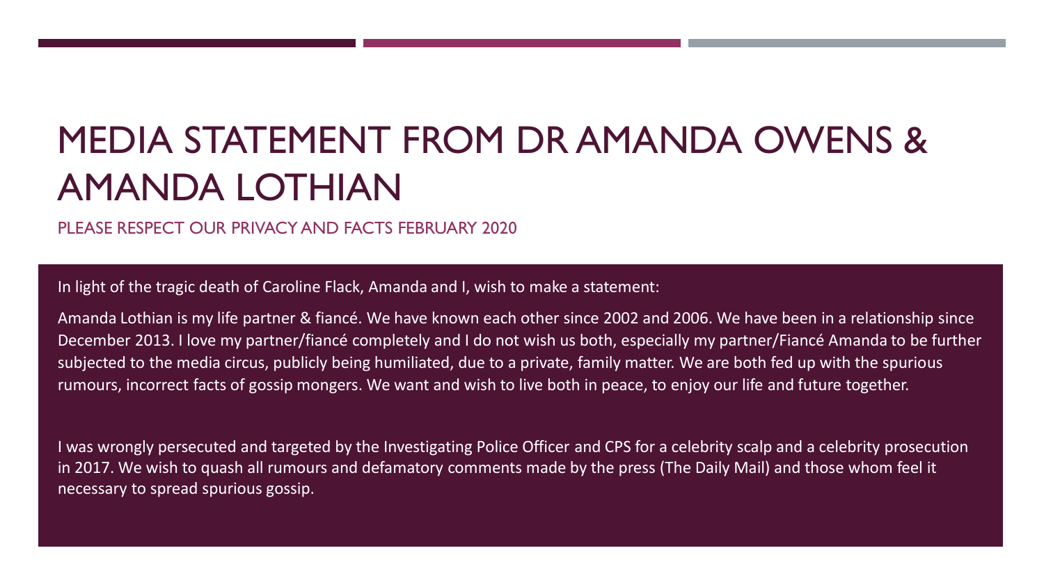# MEDIA STATEMENT FROM DR AMANDA OWENS & AMANDA LOTHIAN

PLEASE RESPECT OUR PRIVACY AND FACTS FEBRUARY 2020

In light of the tragic death of Caroline Flack, Amanda and I, wish to make a statement:

Amanda Lothian is my life partner & fiancé. We have known each other since 2002 and 2006. We have been in a relationship since December 2013. I love my partner/fiancé completely and I do not wish us both, especially my partner/Fiancé Amanda to be further subjected to the media circus, publicly being humiliated, due to a private, family matter. We are both fed up with the spurious rumours, incorrect facts of gossip mongers. We want and wish to live both in peace, to enjoy our life and future together.

I was wrongly persecuted and targeted by the Investigating Police Officer and CPS for a celebrity scalp and a celebrity prosecution in 2017. We wish to quash all rumours and defamatory comments made by the press (The Daily Mail) and those whom feel it necessary to spread spurious gossip.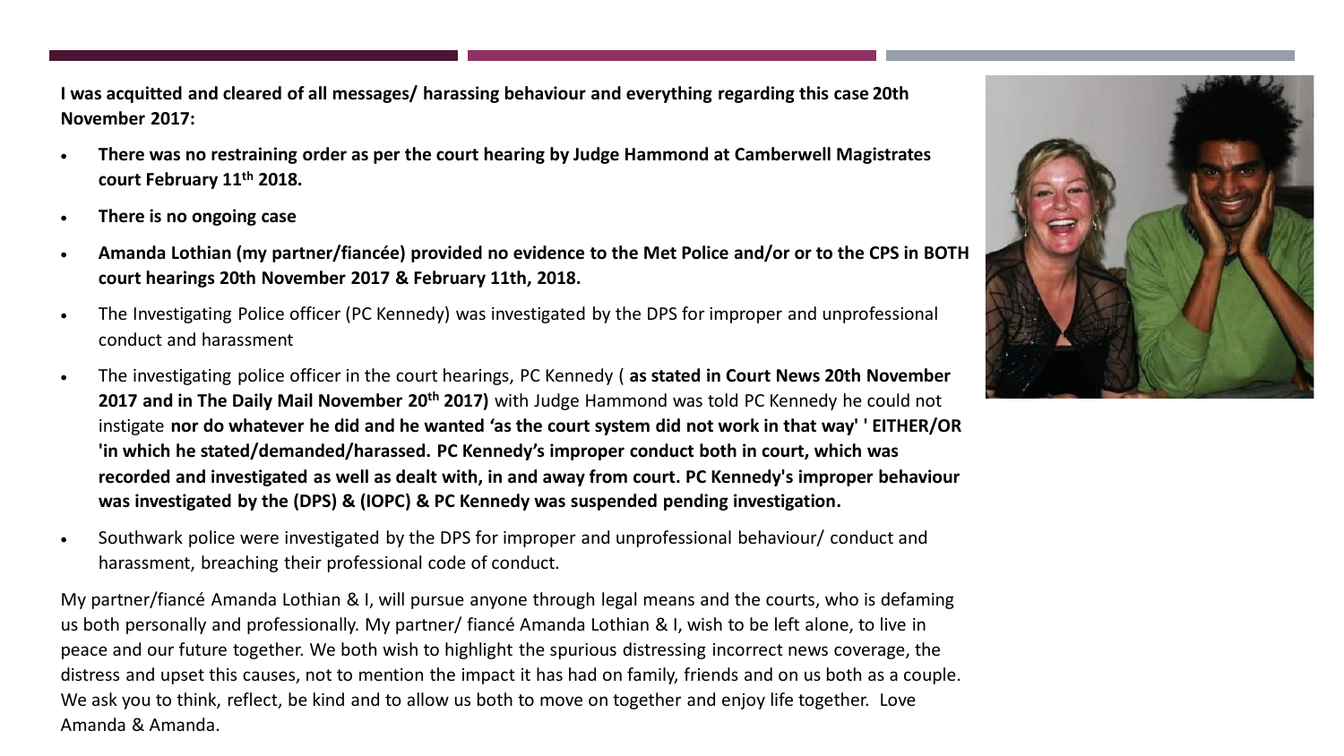**I was acquitted and cleared of all messages/ harassing behaviour and everything regarding this case 20th November 2017:**

- **There was no restraining order as per the court hearing by Judge Hammond at Camberwell Magistrates court February 11th 2018.**
- **There is no ongoing case**
- **Amanda Lothian (my partner/fiancée) provided no evidence to the Met Police and/or or to the CPS in BOTH court hearings 20th November 2017 & February 11th, 2018.**
- The Investigating Police officer (PC Kennedy) was investigated by the DPS for improper and unprofessional conduct and harassment
- The investigating police officer in the court hearings, PC Kennedy ( **as stated in Court News 20th November 2017 and in The Daily Mail November 20th 2017)** with Judge Hammond was told PC Kennedy he could not instigate **nor do whatever he did and he wanted 'as the court system did not work in that way' ' EITHER/OR 'in which he stated/demanded/harassed. PC Kennedy's improper conduct both in court, which was recorded and investigated as well as dealt with, in and away from court. PC Kennedy's improper behaviour was investigated by the (DPS) & (IOPC) & PC Kennedy was suspended pending investigation.**
- Southwark police were investigated by the DPS for improper and unprofessional behaviour/ conduct and harassment, breaching their professional code of conduct.

My partner/fiancé Amanda Lothian & I, will pursue anyone through legal means and the courts, who is defaming us both personally and professionally. My partner/ fiancé Amanda Lothian & I, wish to be left alone, to live in peace and our future together. We both wish to highlight the spurious distressing incorrect news coverage, the distress and upset this causes, not to mention the impact it has had on family, friends and on us both as a couple. We ask you to think, reflect, be kind and to allow us both to move on together and enjoy life together. Love Amanda & Amanda.